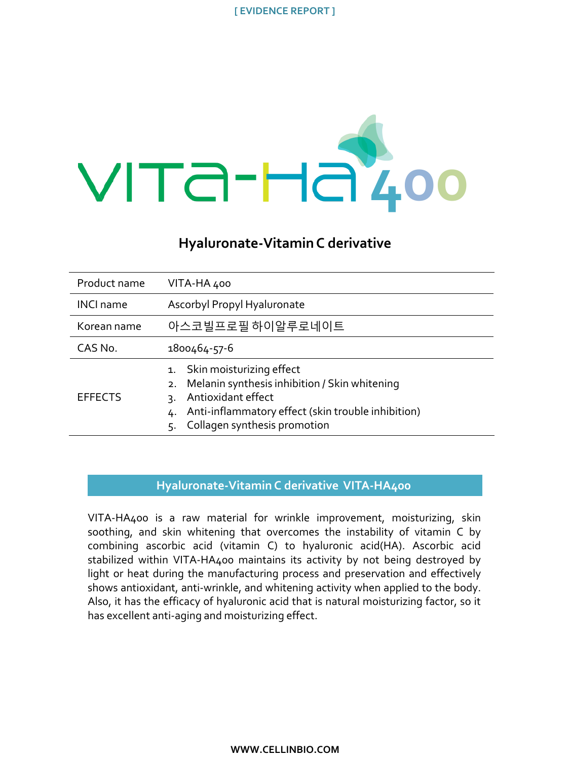[ EVIDENCE REPORT ]

# VITA-HA 400

## Hyaluronate-Vitamin C derivative

| | |
|---|---|
| Product name | VITA-HA 400 |
| INCI name | Ascorbyl Propyl Hyaluronate |
| Korean name | 아스코빌프로필 하이알루로네이트 |
| CAS No. | 1800464-57-6 |
| EFFECTS | 1. Skin moisturizing effect<br>2. Melanin synthesis inhibition / Skin whitening<br>3. Antioxidant effect<br>4. Anti-inflammatory effect (skin trouble inhibition)<br>5. Collagen synthesis promotion |

### Hyaluronate-Vitamin C derivative VITA-HA400

VITA-HA400 is a raw material for wrinkle improvement, moisturizing, skin soothing, and skin whitening that overcomes the instability of vitamin C by combining ascorbic acid (vitamin C) to hyaluronic acid(HA). Ascorbic acid stabilized within VITA-HA400 maintains its activity by not being destroyed by light or heat during the manufacturing process and preservation and effectively shows antioxidant, anti-wrinkle, and whitening activity when applied to the body. Also, it has the efficacy of hyaluronic acid that is natural moisturizing factor, so it has excellent anti-aging and moisturizing effect.

WWW.CELLINBIO.COM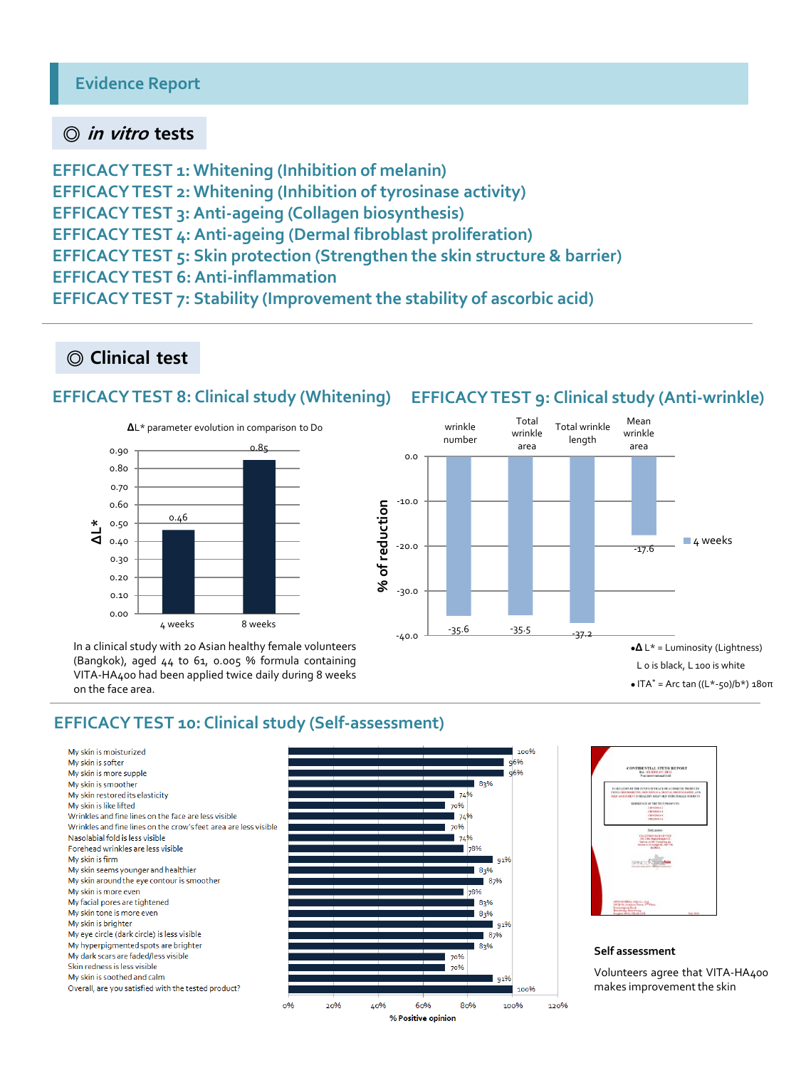# Evidence Report

## ◎ *in vitro* tests

EFFICACY TEST 1: Whitening (Inhibition of melanin)
EFFICACY TEST 2: Whitening (Inhibition of tyrosinase activity)
EFFICACY TEST 3: Anti-ageing (Collagen biosynthesis)
EFFICACY TEST 4: Anti-ageing (Dermal fibroblast proliferation)
EFFICACY TEST 5: Skin protection (Strengthen the skin structure & barrier)
EFFICACY TEST 6: Anti-inflammation
EFFICACY TEST 7: Stability (Improvement the stability of ascorbic acid)

## ◎ Clinical test

### EFFICACY TEST 8: Clinical study (Whitening)

ΔL* parameter evolution in comparison to Do

ΔL*

0.00
0.10
0.20
0.30
0.40
0.50
0.60
0.70
0.80
0.90

0.46
0.85

4 weeks
8 weeks

In a clinical study with 20 Asian healthy female volunteers (Bangkok), aged 44 to 61, 0.005 % formula containing VITA-HA400 had been applied twice daily during 8 weeks on the face area.

### EFFICACY TEST 9: Clinical study (Anti-wrinkle)

% of reduction

wrinkle number
Total wrinkle area
Total wrinkle length
Mean wrinkle area

0.0
-10.0
-20.0
-30.0
-40.0

-35.6
-35.5
-37.2
-17.6

4 weeks

•Δ L* = Luminosity (Lightness)
L o is black, L 100 is white
• ITA° = Arc tan ((L*-50)/b*) 180π

### EFFICACY TEST 10: Clinical study (Self-assessment)

My skin is moisturized 100%
My skin is softer 96%
My skin is more supple 96%
My skin is smoother 83%
My skin restored its elasticity 74%
My skin is like lifted 70%
Wrinkles and fine lines on the face are less visible 74%
Wrinkles and fine lines on the crow's feet area are less visible 70%
Nasolabial fold is less visible 74%
Forehead wrinkles are less visible 78%
My skin is firm 91%
My skin seems younger and healthier 83%
My skin around the eye contour is smoother 87%
My skin is more even 78%
My facial pores are tightened 83%
My skin tone is more even 83%
My skin is brighter 91%
My eye circle (dark circle) is less visible 87%
My hyperpigmented spots are brighter 83%
My dark scars are faded/less visible 70%
Skin redness is less visible 70%
My skin is soothed and calm 91%
Overall, are you satisfied with the tested product? 100%

0%
20%
40%
60%
80%
100%
120%

% Positive opinion

CONFIDENTIAL STUDY REPORT

**Self assessment**

Volunteers agree that VITA-HA400 makes improvement the skin